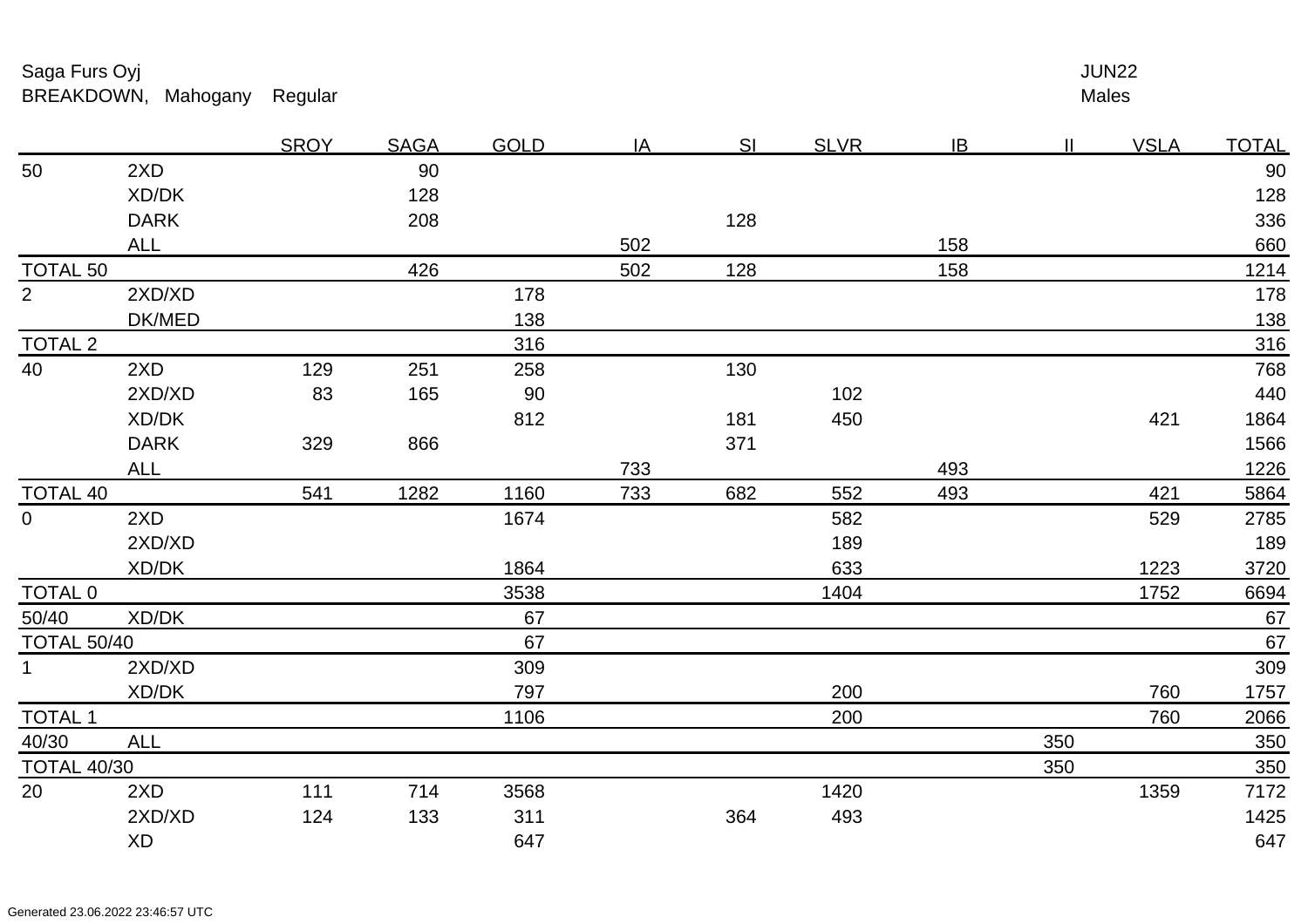Saga Furs Oyj

BREAKDOWN, Mahogany Regular

JUN22

Males

| | | SROY | SAGA | GOLD | IA | SI | SLVR | IB | II | VSLA | TOTAL |
|---|---|---|---|---|---|---|---|---|---|---|---|
| 50 | 2XD | | 90 | | | | | | | | 90 |
| | XD/DK | | 128 | | | | | | | | 128 |
| | DARK | | 208 | | | 128 | | | | | 336 |
| | ALL | | | | 502 | | | 158 | | | 660 |
| TOTAL 50 | | | 426 | | 502 | 128 | | 158 | | | 1214 |
| 2 | 2XD/XD | | | 178 | | | | | | | 178 |
| | DK/MED | | | 138 | | | | | | | 138 |
| TOTAL 2 | | | | 316 | | | | | | | 316 |
| 40 | 2XD | 129 | 251 | 258 | | 130 | | | | | 768 |
| | 2XD/XD | 83 | 165 | 90 | | | 102 | | | | 440 |
| | XD/DK | | | 812 | | 181 | 450 | | | 421 | 1864 |
| | DARK | 329 | 866 | | | 371 | | | | | 1566 |
| | ALL | | | | 733 | | | 493 | | | 1226 |
| TOTAL 40 | | 541 | 1282 | 1160 | 733 | 682 | 552 | 493 | | 421 | 5864 |
| 0 | 2XD | | | 1674 | | | 582 | | | 529 | 2785 |
| | 2XD/XD | | | | | | 189 | | | | 189 |
| | XD/DK | | | 1864 | | | 633 | | | 1223 | 3720 |
| TOTAL 0 | | | | 3538 | | | 1404 | | | 1752 | 6694 |
| 50/40 | XD/DK | | | 67 | | | | | | | 67 |
| TOTAL 50/40 | | | | 67 | | | | | | | 67 |
| 1 | 2XD/XD | | | 309 | | | | | | | 309 |
| | XD/DK | | | 797 | | | 200 | | | 760 | 1757 |
| TOTAL 1 | | | | 1106 | | | 200 | | | 760 | 2066 |
| 40/30 | ALL | | | | | | | | 350 | | 350 |
| TOTAL 40/30 | | | | | | | | | 350 | | 350 |
| 20 | 2XD | 111 | 714 | 3568 | | | 1420 | | | 1359 | 7172 |
| | 2XD/XD | 124 | 133 | 311 | | 364 | 493 | | | | 1425 |
| | XD | | | 647 | | | | | | | 647 |

Generated 23.06.2022 23:46:57 UTC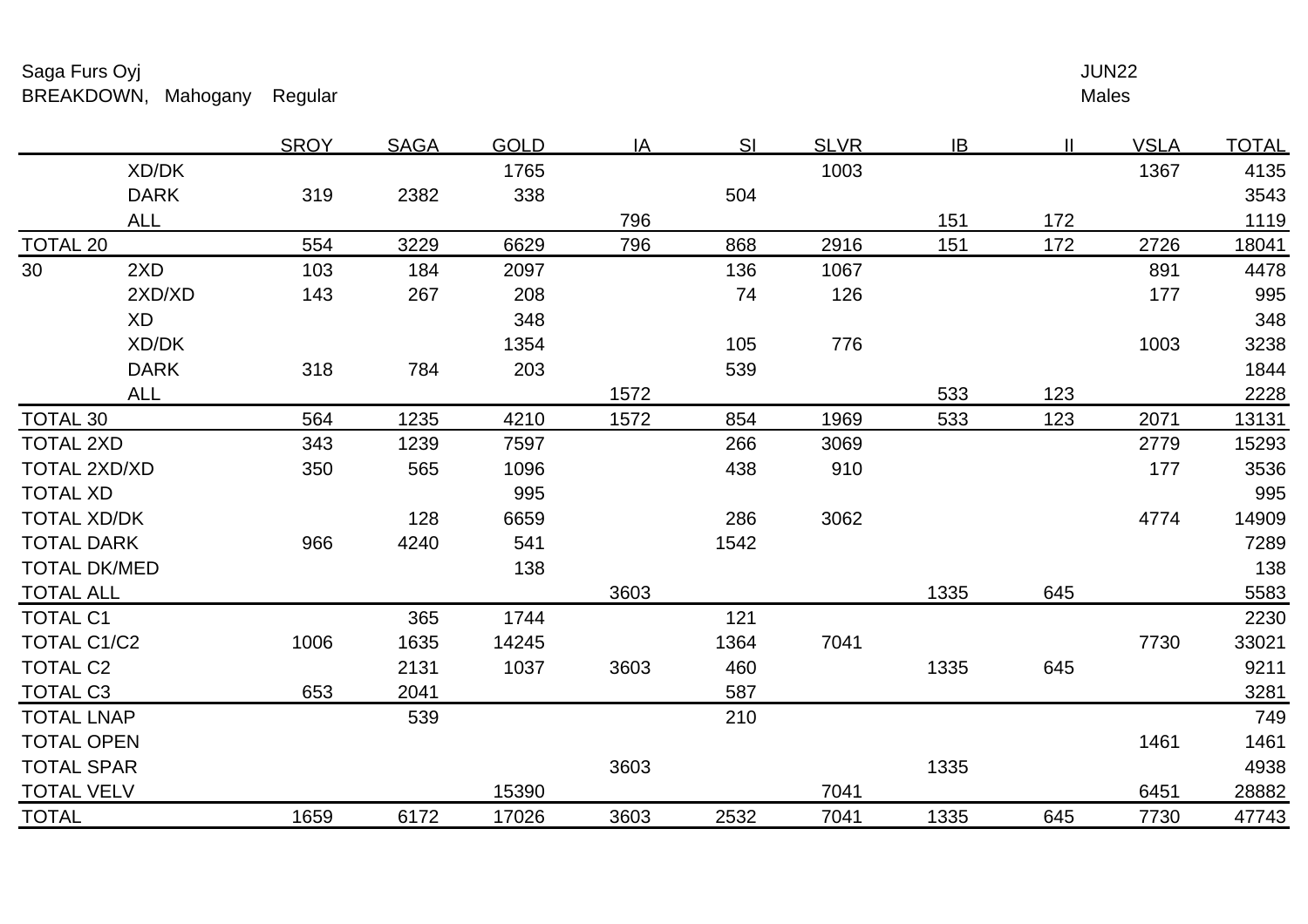Saga Furs Oyj JUN22

BREAKDOWN, Mahogany Regular Males

| | | SROY | SAGA | GOLD | IA | SI | SLVR | IB | II | VSLA | TOTAL |
|---|---|---|---|---|---|---|---|---|---|---|---|
| | XD/DK | | | 1765 | | | 1003 | | | 1367 | 4135 |
| | DARK | 319 | 2382 | 338 | | 504 | | | | | 3543 |
| | ALL | | | | 796 | | | 151 | 172 | | 1119 |
| TOTAL 20 | | 554 | 3229 | 6629 | 796 | 868 | 2916 | 151 | 172 | 2726 | 18041 |
| 30 | 2XD | 103 | 184 | 2097 | | 136 | 1067 | | | 891 | 4478 |
| | 2XD/XD | 143 | 267 | 208 | | 74 | 126 | | | 177 | 995 |
| | XD | | | 348 | | | | | | | 348 |
| | XD/DK | | | 1354 | | 105 | 776 | | | 1003 | 3238 |
| | DARK | 318 | 784 | 203 | | 539 | | | | | 1844 |
| | ALL | | | | 1572 | | | 533 | 123 | | 2228 |
| TOTAL 30 | | 564 | 1235 | 4210 | 1572 | 854 | 1969 | 533 | 123 | 2071 | 13131 |
| TOTAL 2XD | | 343 | 1239 | 7597 | | 266 | 3069 | | | 2779 | 15293 |
| TOTAL 2XD/XD | | 350 | 565 | 1096 | | 438 | 910 | | | 177 | 3536 |
| TOTAL XD | | | | 995 | | | | | | | 995 |
| TOTAL XD/DK | | | 128 | 6659 | | 286 | 3062 | | | 4774 | 14909 |
| TOTAL DARK | | 966 | 4240 | 541 | | 1542 | | | | | 7289 |
| TOTAL DK/MED | | | | 138 | | | | | | | 138 |
| TOTAL ALL | | | | | 3603 | | | 1335 | 645 | | 5583 |
| TOTAL C1 | | | 365 | 1744 | | 121 | | | | | 2230 |
| TOTAL C1/C2 | | 1006 | 1635 | 14245 | | 1364 | 7041 | | | 7730 | 33021 |
| TOTAL C2 | | | 2131 | 1037 | 3603 | 460 | | 1335 | 645 | | 9211 |
| TOTAL C3 | | 653 | 2041 | | | 587 | | | | | 3281 |
| TOTAL LNAP | | | 539 | | | 210 | | | | | 749 |
| TOTAL OPEN | | | | | | | | | | 1461 | 1461 |
| TOTAL SPAR | | | | | 3603 | | | 1335 | | | 4938 |
| TOTAL VELV | | | | 15390 | | | 7041 | | | 6451 | 28882 |
| TOTAL | | 1659 | 6172 | 17026 | 3603 | 2532 | 7041 | 1335 | 645 | 7730 | 47743 |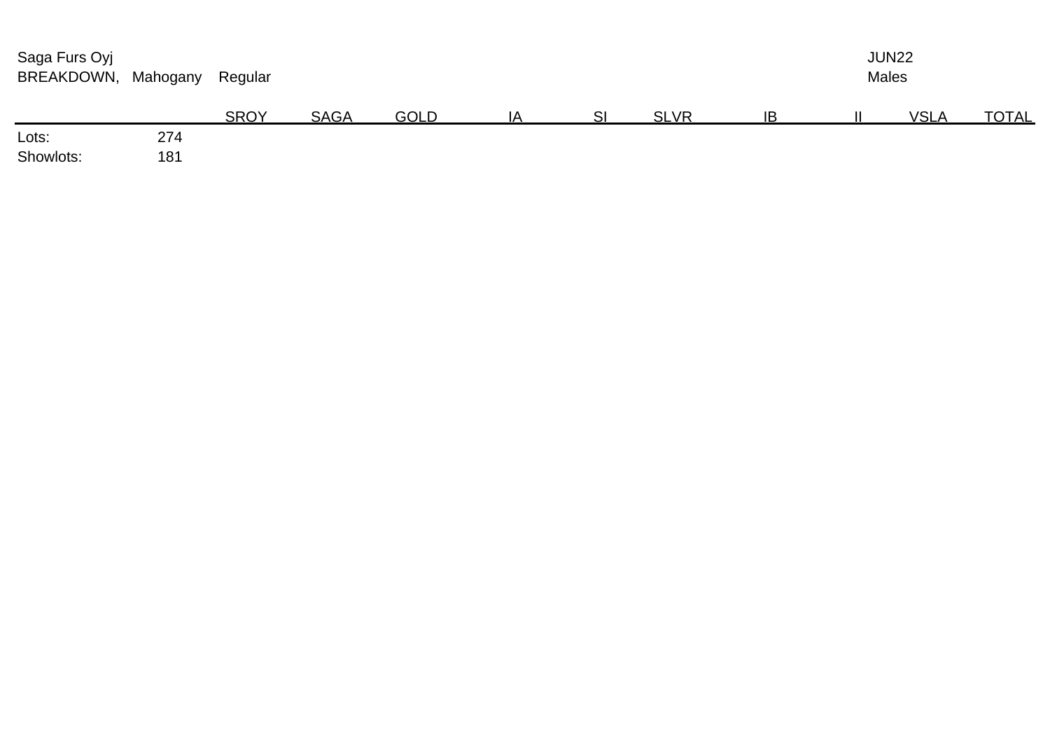Saga Furs Oyj

BREAKDOWN, Mahogany Regular

JUN22

Males

| | | SROY | SAGA | GOLD | IA | SI | SLVR | IB | II | VSLA | TOTAL |
|---|---|---|---|---|---|---|---|---|---|---|---|
| Lots: | 274 | | | | | | | | | | |
| Showlots: | 181 | | | | | | | | | | |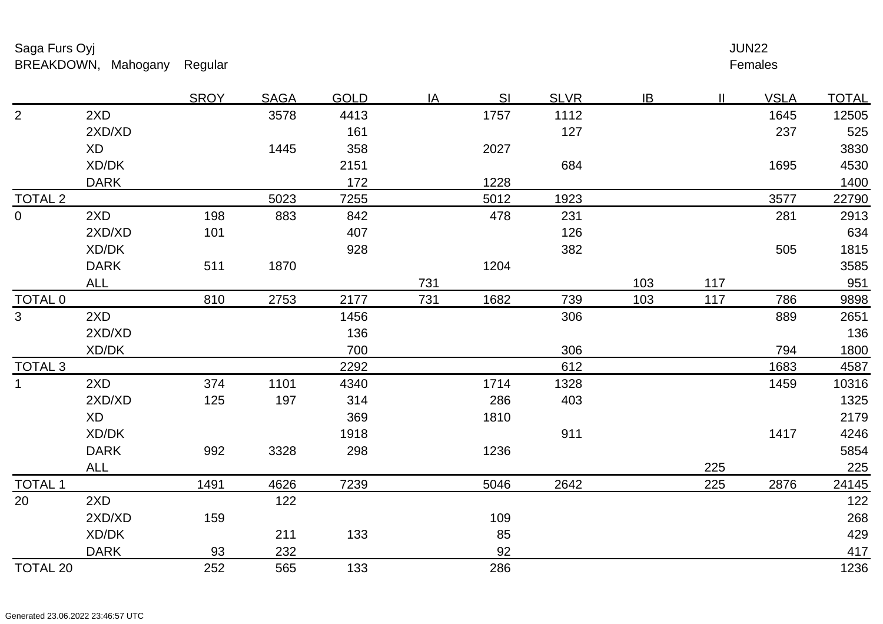Saga Furs Oyj
BREAKDOWN, Mahogany Regular

JUN22
Females

| | | SROY | SAGA | GOLD | IA | SI | SLVR | IB | II | VSLA | TOTAL |
|---|---|---|---|---|---|---|---|---|---|---|---|
| 2 | 2XD | | 3578 | 4413 | | 1757 | 1112 | | | 1645 | 12505 |
| | 2XD/XD | | | 161 | | | 127 | | | 237 | 525 |
| | XD | | 1445 | 358 | | 2027 | | | | | 3830 |
| | XD/DK | | | 2151 | | | 684 | | | 1695 | 4530 |
| | DARK | | | 172 | | 1228 | | | | | 1400 |
| TOTAL 2 | | | 5023 | 7255 | | 5012 | 1923 | | | 3577 | 22790 |
| 0 | 2XD | 198 | 883 | 842 | | 478 | 231 | | | 281 | 2913 |
| | 2XD/XD | 101 | | 407 | | | 126 | | | | 634 |
| | XD/DK | | | 928 | | | 382 | | | 505 | 1815 |
| | DARK | 511 | 1870 | | | 1204 | | | | | 3585 |
| | ALL | | | | 731 | | | 103 | 117 | | 951 |
| TOTAL 0 | | 810 | 2753 | 2177 | 731 | 1682 | 739 | 103 | 117 | 786 | 9898 |
| 3 | 2XD | | | 1456 | | | 306 | | | 889 | 2651 |
| | 2XD/XD | | | 136 | | | | | | | 136 |
| | XD/DK | | | 700 | | | 306 | | | 794 | 1800 |
| TOTAL 3 | | | | 2292 | | | 612 | | | 1683 | 4587 |
| 1 | 2XD | 374 | 1101 | 4340 | | 1714 | 1328 | | | 1459 | 10316 |
| | 2XD/XD | 125 | 197 | 314 | | 286 | 403 | | | | 1325 |
| | XD | | | 369 | | 1810 | | | | | 2179 |
| | XD/DK | | | 1918 | | | 911 | | | 1417 | 4246 |
| | DARK | 992 | 3328 | 298 | | 1236 | | | | | 5854 |
| | ALL | | | | | | | | 225 | | 225 |
| TOTAL 1 | | 1491 | 4626 | 7239 | | 5046 | 2642 | | 225 | 2876 | 24145 |
| 20 | 2XD | | 122 | | | | | | | | 122 |
| | 2XD/XD | 159 | | | | 109 | | | | | 268 |
| | XD/DK | | 211 | 133 | | 85 | | | | | 429 |
| | DARK | 93 | 232 | | | 92 | | | | | 417 |
| TOTAL 20 | | 252 | 565 | 133 | | 286 | | | | | 1236 |

Generated 23.06.2022 23:46:57 UTC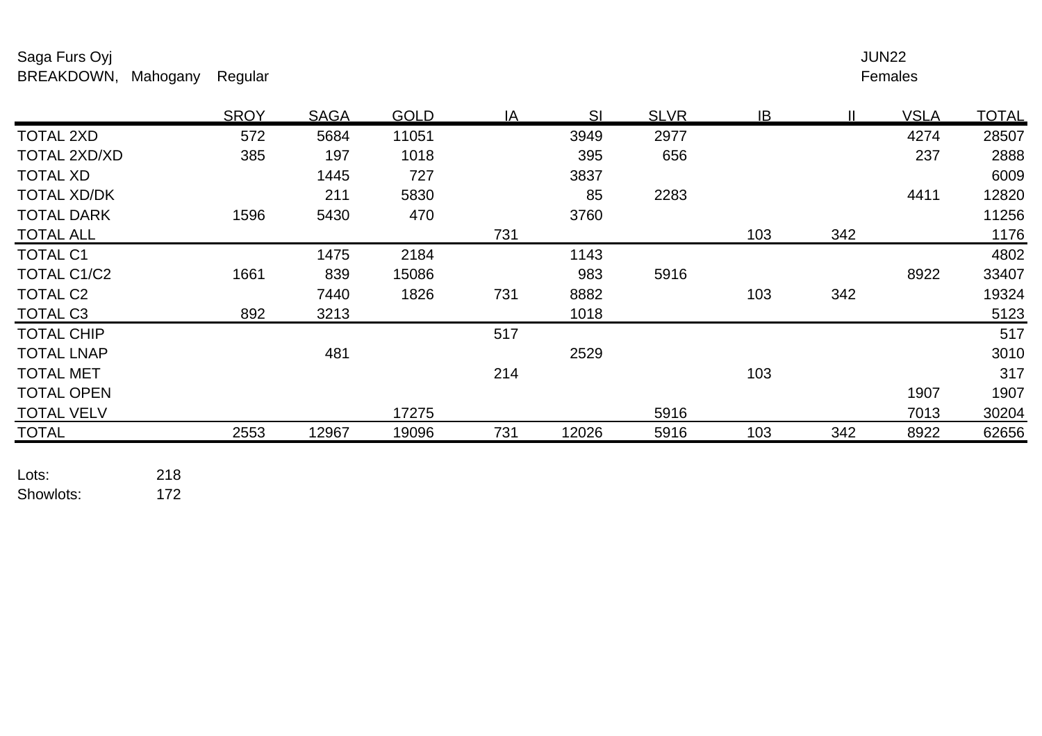Saga Furs Oyj

BREAKDOWN, Mahogany Regular

JUN22

Females

| | SROY | SAGA | GOLD | IA | SI | SLVR | IB | II | VSLA | TOTAL |
|---|---|---|---|---|---|---|---|---|---|---|
| TOTAL 2XD | 572 | 5684 | 11051 | | 3949 | 2977 | | | 4274 | 28507 |
| TOTAL 2XD/XD | 385 | 197 | 1018 | | 395 | 656 | | | 237 | 2888 |
| TOTAL XD | | 1445 | 727 | | 3837 | | | | | 6009 |
| TOTAL XD/DK | | 211 | 5830 | | 85 | 2283 | | | 4411 | 12820 |
| TOTAL DARK | 1596 | 5430 | 470 | | 3760 | | | | | 11256 |
| TOTAL ALL | | | | 731 | | | 103 | 342 | | 1176 |
| TOTAL C1 | | 1475 | 2184 | | 1143 | | | | | 4802 |
| TOTAL C1/C2 | 1661 | 839 | 15086 | | 983 | 5916 | | | 8922 | 33407 |
| TOTAL C2 | | 7440 | 1826 | 731 | 8882 | | 103 | 342 | | 19324 |
| TOTAL C3 | 892 | 3213 | | | 1018 | | | | | 5123 |
| TOTAL CHIP | | | | 517 | | | | | | 517 |
| TOTAL LNAP | | 481 | | | 2529 | | | | | 3010 |
| TOTAL MET | | | | 214 | | | 103 | | | 317 |
| TOTAL OPEN | | | | | | | | | 1907 | 1907 |
| TOTAL VELV | | | 17275 | | | 5916 | | | 7013 | 30204 |
| TOTAL | 2553 | 12967 | 19096 | 731 | 12026 | 5916 | 103 | 342 | 8922 | 62656 |

Lots: 218

Showlots: 172